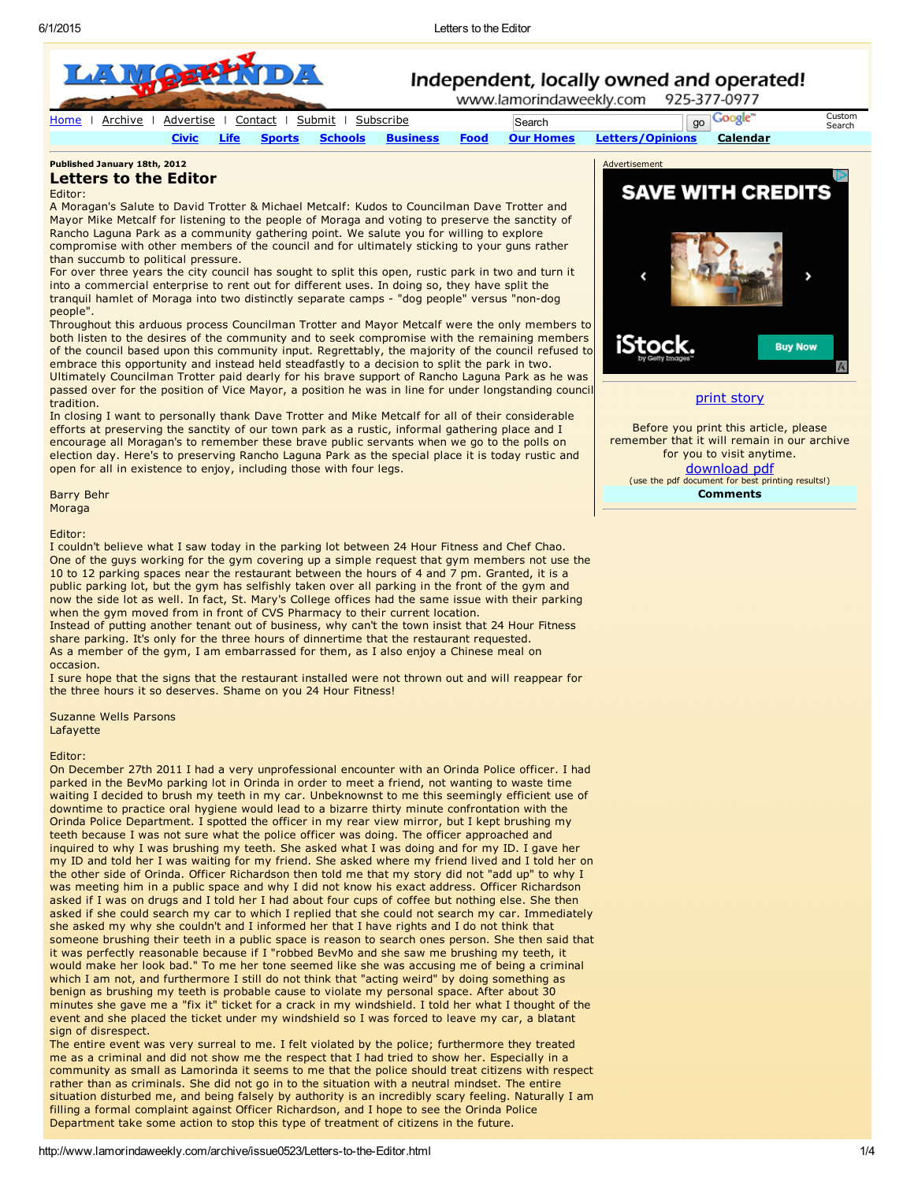Published January 18th, 2012

# Letters to the Editor

Editor:

A Moragan's Salute to David Trotter & Michael Metcalf: Kudos to Councilman Dave Trotter and Mayor Mike Metcalf for listening to the people of Moraga and voting to preserve the sanctity of Rancho Laguna Park as a community gathering point. We salute you for willing to explore compromise with other members of the council and for ultimately sticking to your guns rather than succumb to political pressure.

For over three years the city council has sought to split this open, rustic park in two and turn it into a commercial enterprise to rent out for different uses. In doing so, they have split the tranquil hamlet of Moraga into two distinctly separate camps - "dog people" versus "non-dog people".

Throughout this arduous process Councilman Trotter and Mayor Metcalf were the only members to both listen to the desires of the community and to seek compromise with the remaining members of the council based upon this community input. Regrettably, the majority of the council refused to embrace this opportunity and instead held steadfastly to a decision to split the park in two.

Ultimately Councilman Trotter paid dearly for his brave support of Rancho Laguna Park as he was passed over for the position of Vice Mayor, a position he was in line for under longstanding council tradition.

In closing I want to personally thank Dave Trotter and Mike Metcalf for all of their considerable efforts at preserving the sanctity of our town park as a rustic, informal gathering place and I encourage all Moragan's to remember these brave public servants when we go to the polls on election day. Here's to preserving Rancho Laguna Park as the special place it is today rustic and open for all in existence to enjoy, including those with four legs.

Barry Behr
Moraga

Editor:

I couldn't believe what I saw today in the parking lot between 24 Hour Fitness and Chef Chao. One of the guys working for the gym covering up a simple request that gym members not use the 10 to 12 parking spaces near the restaurant between the hours of 4 and 7 pm. Granted, it is a public parking lot, but the gym has selfishly taken over all parking in the front of the gym and now the side lot as well. In fact, St. Mary's College offices had the same issue with their parking when the gym moved from in front of CVS Pharmacy to their current location.

Instead of putting another tenant out of business, why can't the town insist that 24 Hour Fitness share parking. It's only for the three hours of dinnertime that the restaurant requested.

As a member of the gym, I am embarrassed for them, as I also enjoy a Chinese meal on occasion.

I sure hope that the signs that the restaurant installed were not thrown out and will reappear for the three hours it so deserves. Shame on you 24 Hour Fitness!

Suzanne Wells Parsons
Lafayette

Editor:

On December 27th 2011 I had a very unprofessional encounter with an Orinda Police officer. I had parked in the BevMo parking lot in Orinda in order to meet a friend, not wanting to waste time waiting I decided to brush my teeth in my car. Unbeknownst to me this seemingly efficient use of downtime to practice oral hygiene would lead to a bizarre thirty minute confrontation with the Orinda Police Department. I spotted the officer in my rear view mirror, but I kept brushing my teeth because I was not sure what the police officer was doing. The officer approached and inquired to why I was brushing my teeth. She asked what I was doing and for my ID. I gave her my ID and told her I was waiting for my friend. She asked where my friend lived and I told her on the other side of Orinda. Officer Richardson then told me that my story did not "add up" to why I was meeting him in a public space and why I did not know his exact address. Officer Richardson asked if I was on drugs and I told her I had about four cups of coffee but nothing else. She then asked if she could search my car to which I replied that she could not search my car. Immediately she asked my why she couldn't and I informed her that I have rights and I do not think that someone brushing their teeth in a public space is reason to search ones person. She then said that it was perfectly reasonable because if I "robbed BevMo and she saw me brushing my teeth, it would make her look bad." To me her tone seemed like she was accusing me of being a criminal which I am not, and furthermore I still do not think that "acting weird" by doing something as benign as brushing my teeth is probable cause to violate my personal space. After about 30 minutes she gave me a "fix it" ticket for a crack in my windshield. I told her what I thought of the event and she placed the ticket under my windshield so I was forced to leave my car, a blatant sign of disrespect.

The entire event was very surreal to me. I felt violated by the police; furthermore they treated me as a criminal and did not show me the respect that I had tried to show her. Especially in a community as small as Lamorinda it seems to me that the police should treat citizens with respect rather than as criminals. She did not go in to the situation with a neutral mindset. The entire situation disturbed me, and being falsely by authority is an incredibly scary feeling. Naturally I am filling a formal complaint against Officer Richardson, and I hope to see the Orinda Police Department take some action to stop this type of treatment of citizens in the future.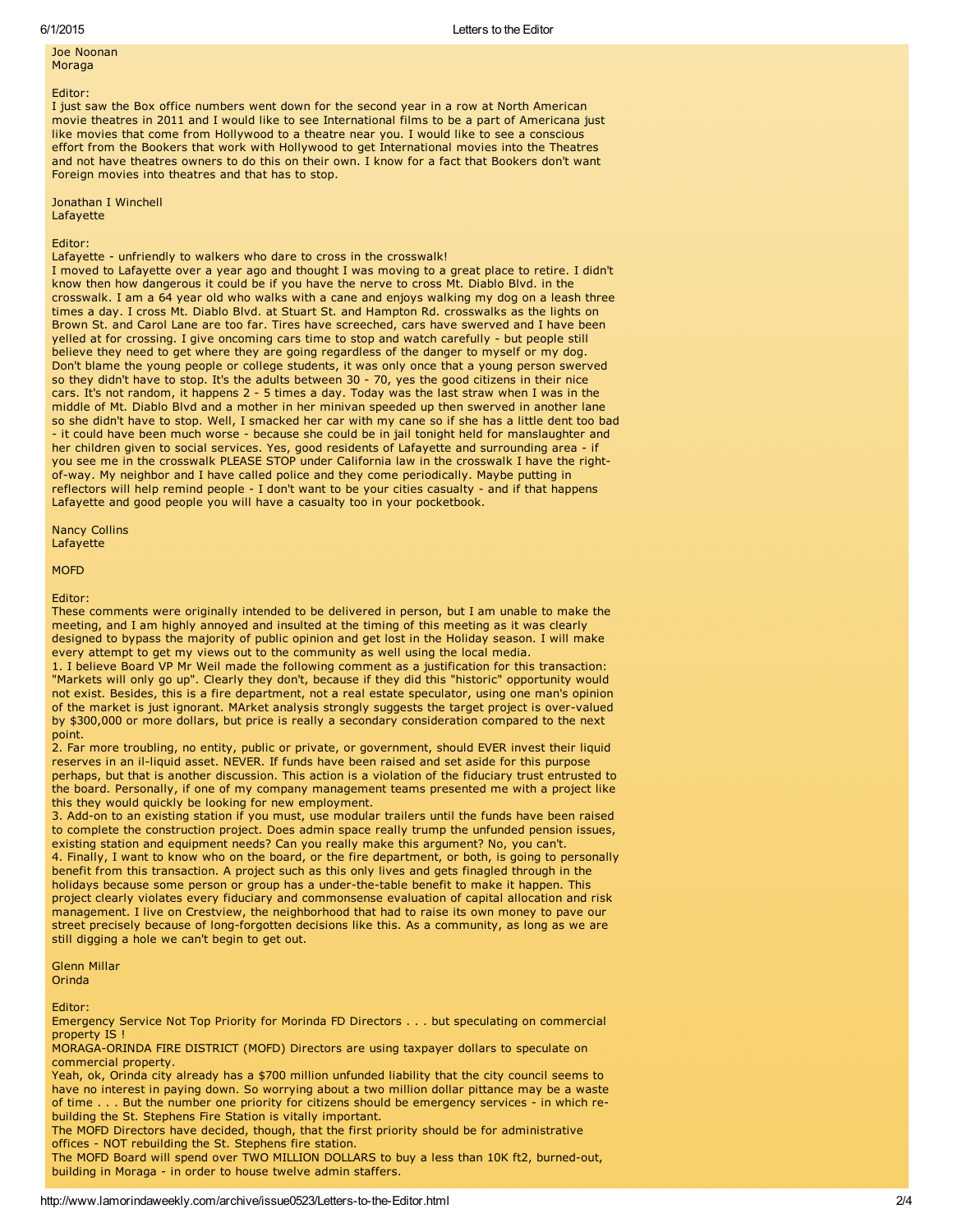Joe Noonan
Moraga

Editor:
I just saw the Box office numbers went down for the second year in a row at North American movie theatres in 2011 and I would like to see International films to be a part of Americana just like movies that come from Hollywood to a theatre near you. I would like to see a conscious effort from the Bookers that work with Hollywood to get International movies into the Theatres and not have theatres owners to do this on their own. I know for a fact that Bookers don't want Foreign movies into theatres and that has to stop.

Jonathan I Winchell
Lafayette

Editor:
Lafayette - unfriendly to walkers who dare to cross in the crosswalk!
I moved to Lafayette over a year ago and thought I was moving to a great place to retire. I didn't know then how dangerous it could be if you have the nerve to cross Mt. Diablo Blvd. in the crosswalk. I am a 64 year old who walks with a cane and enjoys walking my dog on a leash three times a day. I cross Mt. Diablo Blvd. at Stuart St. and Hampton Rd. crosswalks as the lights on Brown St. and Carol Lane are too far. Tires have screeched, cars have swerved and I have been yelled at for crossing. I give oncoming cars time to stop and watch carefully - but people still believe they need to get where they are going regardless of the danger to myself or my dog. Don't blame the young people or college students, it was only once that a young person swerved so they didn't have to stop. It's the adults between 30 - 70, yes the good citizens in their nice cars. It's not random, it happens 2 - 5 times a day. Today was the last straw when I was in the middle of Mt. Diablo Blvd and a mother in her minivan speeded up then swerved in another lane so she didn't have to stop. Well, I smacked her car with my cane so if she has a little dent too bad - it could have been much worse - because she could be in jail tonight held for manslaughter and her children given to social services. Yes, good residents of Lafayette and surrounding area - if you see me in the crosswalk PLEASE STOP under California law in the crosswalk I have the right-of-way. My neighbor and I have called police and they come periodically. Maybe putting in reflectors will help remind people - I don't want to be your cities casualty - and if that happens Lafayette and good people you will have a casualty too in your pocketbook.

Nancy Collins
Lafayette

MOFD

Editor:
These comments were originally intended to be delivered in person, but I am unable to make the meeting, and I am highly annoyed and insulted at the timing of this meeting as it was clearly designed to bypass the majority of public opinion and get lost in the Holiday season. I will make every attempt to get my views out to the community as well using the local media.
1. I believe Board VP Mr Weil made the following comment as a justification for this transaction: "Markets will only go up". Clearly they don't, because if they did this "historic" opportunity would not exist. Besides, this is a fire department, not a real estate speculator, using one man's opinion of the market is just ignorant. MArket analysis strongly suggests the target project is over-valued by $300,000 or more dollars, but price is really a secondary consideration compared to the next point.
2. Far more troubling, no entity, public or private, or government, should EVER invest their liquid reserves in an il-liquid asset. NEVER. If funds have been raised and set aside for this purpose perhaps, but that is another discussion. This action is a violation of the fiduciary trust entrusted to the board. Personally, if one of my company management teams presented me with a project like this they would quickly be looking for new employment.
3. Add-on to an existing station if you must, use modular trailers until the funds have been raised to complete the construction project. Does admin space really trump the unfunded pension issues, existing station and equipment needs? Can you really make this argument? No, you can't.
4. Finally, I want to know who on the board, or the fire department, or both, is going to personally benefit from this transaction. A project such as this only lives and gets finagled through in the holidays because some person or group has a under-the-table benefit to make it happen. This project clearly violates every fiduciary and commonsense evaluation of capital allocation and risk management. I live on Crestview, the neighborhood that had to raise its own money to pave our street precisely because of long-forgotten decisions like this. As a community, as long as we are still digging a hole we can't begin to get out.

Glenn Millar
Orinda

Editor:
Emergency Service Not Top Priority for Morinda FD Directors . . . but speculating on commercial property IS !
MORAGA-ORINDA FIRE DISTRICT (MOFD) Directors are using taxpayer dollars to speculate on commercial property.
Yeah, ok, Orinda city already has a $700 million unfunded liability that the city council seems to have no interest in paying down. So worrying about a two million dollar pittance may be a waste of time . . . But the number one priority for citizens should be emergency services - in which re-building the St. Stephens Fire Station is vitally important.
The MOFD Directors have decided, though, that the first priority should be for administrative offices - NOT rebuilding the St. Stephens fire station.
The MOFD Board will spend over TWO MILLION DOLLARS to buy a less than 10K ft2, burned-out, building in Moraga - in order to house twelve admin staffers.